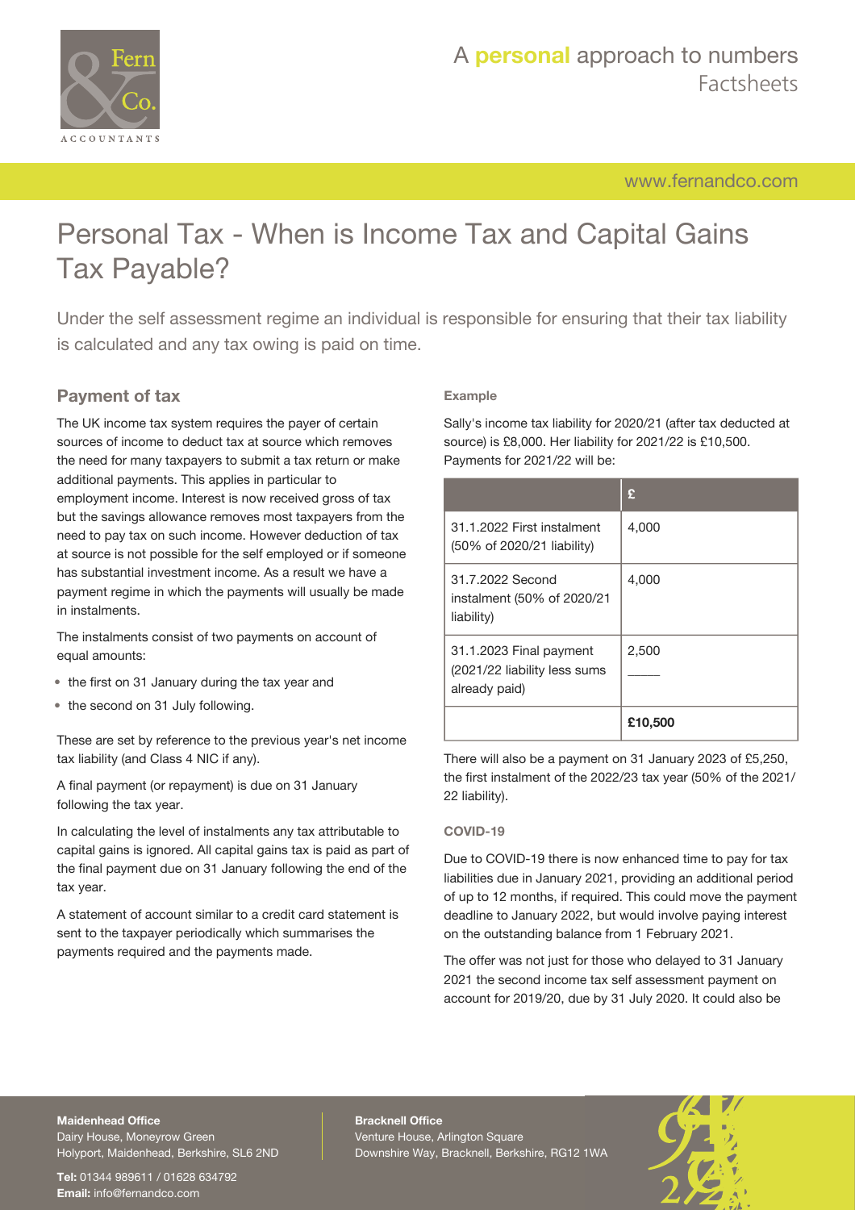# Personal Tax - When is Income Tax and Capital Gains Tax Payable?

Under the self assessment regime an individual is responsible for ensuring that their tax liability is calculated and any tax owing is paid on time.

## Payment of tax

The UK income tax system requires the payer of certain sources of income to deduct tax at source which removes the need for many taxpayers to submit a tax return or make additional payments. This applies in particular to employment income. Interest is now received gross of tax but the savings allowance removes most taxpayers from the need to pay tax on such income. However deduction of tax at source is not possible for the self employed or if someone has substantial investment income. As a result we have a payment regime in which the payments will usually be made in instalments.

The instalments consist of two payments on account of equal amounts:

- the first on 31 January during the tax year and
- the second on 31 July following.

These are set by reference to the previous year's net income tax liability (and Class 4 NIC if any).

A final payment (or repayment) is due on 31 January following the tax year.

In calculating the level of instalments any tax attributable to capital gains is ignored. All capital gains tax is paid as part of the final payment due on 31 January following the end of the tax year.

A statement of account similar to a credit card statement is sent to the taxpayer periodically which summarises the payments required and the payments made.

#### Example

Sally's income tax liability for 2020/21 (after tax deducted at source) is £8,000. Her liability for 2021/22 is £10,500. Payments for 2021/22 will be:

| | £ |
|---|---|
| 31.1.2022 First instalment (50% of 2020/21 liability) | 4,000 |
| 31.7.2022 Second instalment (50% of 2020/21 liability) | 4,000 |
| 31.1.2023 Final payment (2021/22 liability less sums already paid) | 2,500 |
| | **£10,500** |

There will also be a payment on 31 January 2023 of £5,250, the first instalment of the 2022/23 tax year (50% of the 2021/22 liability).

#### COVID-19

Due to COVID-19 there is now enhanced time to pay for tax liabilities due in January 2021, providing an additional period of up to 12 months, if required. This could move the payment deadline to January 2022, but would involve paying interest on the outstanding balance from 1 February 2021.

The offer was not just for those who delayed to 31 January 2021 the second income tax self assessment payment on account for 2019/20, due by 31 July 2020. It could also be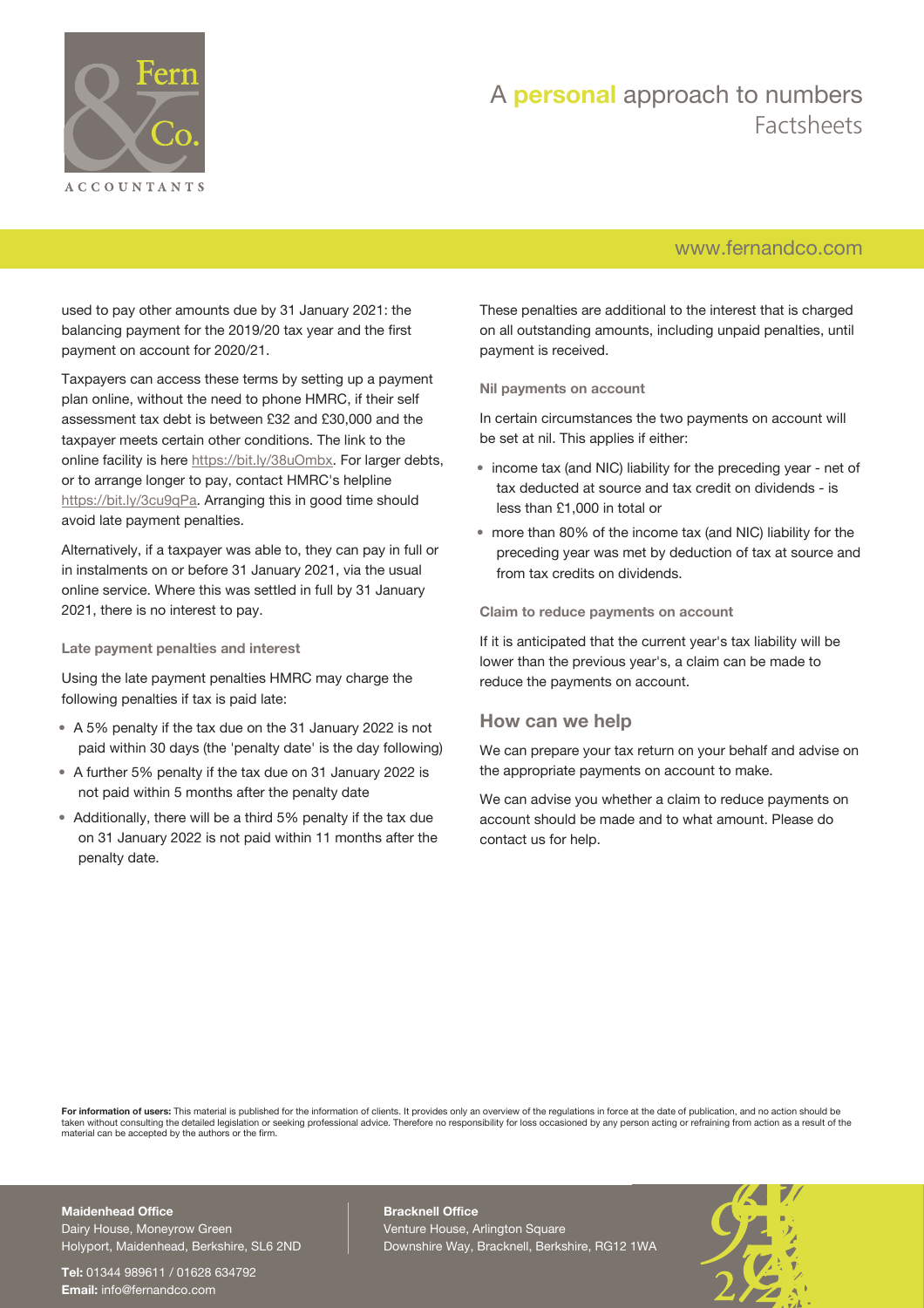used to pay other amounts due by 31 January 2021: the balancing payment for the 2019/20 tax year and the first payment on account for 2020/21.

Taxpayers can access these terms by setting up a payment plan online, without the need to phone HMRC, if their self assessment tax debt is between £32 and £30,000 and the taxpayer meets certain other conditions. The link to the online facility is here https://bit.ly/38uOmbx. For larger debts, or to arrange longer to pay, contact HMRC's helpline https://bit.ly/3cu9qPa. Arranging this in good time should avoid late payment penalties.

Alternatively, if a taxpayer was able to, they can pay in full or in instalments on or before 31 January 2021, via the usual online service. Where this was settled in full by 31 January 2021, there is no interest to pay.

#### Late payment penalties and interest

Using the late payment penalties HMRC may charge the following penalties if tax is paid late:

- A 5% penalty if the tax due on the 31 January 2022 is not paid within 30 days (the 'penalty date' is the day following)
- A further 5% penalty if the tax due on 31 January 2022 is not paid within 5 months after the penalty date
- Additionally, there will be a third 5% penalty if the tax due on 31 January 2022 is not paid within 11 months after the penalty date.

These penalties are additional to the interest that is charged on all outstanding amounts, including unpaid penalties, until payment is received.

#### Nil payments on account

In certain circumstances the two payments on account will be set at nil. This applies if either:

- income tax (and NIC) liability for the preceding year - net of tax deducted at source and tax credit on dividends - is less than £1,000 in total or
- more than 80% of the income tax (and NIC) liability for the preceding year was met by deduction of tax at source and from tax credits on dividends.

#### Claim to reduce payments on account

If it is anticipated that the current year's tax liability will be lower than the previous year's, a claim can be made to reduce the payments on account.

## How can we help

We can prepare your tax return on your behalf and advise on the appropriate payments on account to make.

We can advise you whether a claim to reduce payments on account should be made and to what amount. Please do contact us for help.

**For information of users:** This material is published for the information of clients. It provides only an overview of the regulations in force at the date of publication, and no action should be taken without consulting the detailed legislation or seeking professional advice. Therefore no responsibility for loss occasioned by any person acting or refraining from action as a result of the material can be accepted by the authors or the firm.